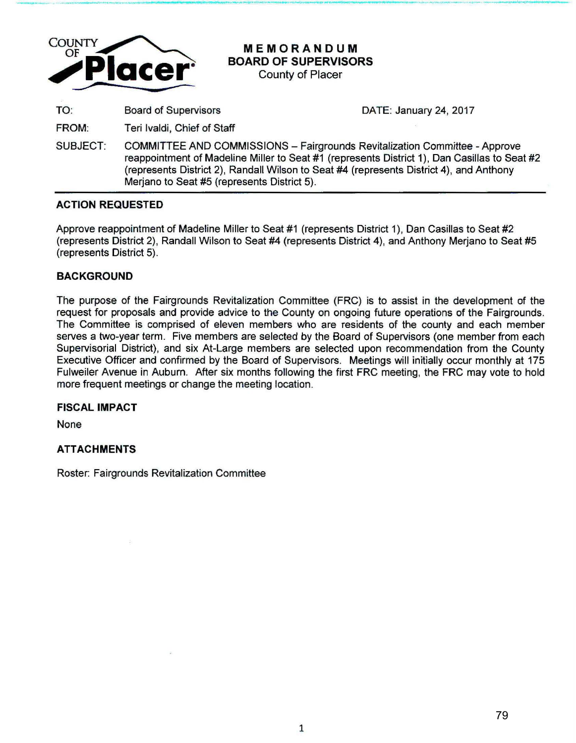**MEMORANDUM**
**BOARD OF SUPERVISORS**
County of Placer

| | | |
|---|---|---|
| TO: | Board of Supervisors | DATE: January 24, 2017 |
| FROM: | Teri Ivaldi, Chief of Staff | |
| SUBJECT: | COMMITTEE AND COMMISSIONS – Fairgrounds Revitalization Committee - Approve reappointment of Madeline Miller to Seat #1 (represents District 1), Dan Casillas to Seat #2 (represents District 2), Randall Wilson to Seat #4 (represents District 4), and Anthony Merjano to Seat #5 (represents District 5). | |

---

## ACTION REQUESTED

Approve reappointment of Madeline Miller to Seat #1 (represents District 1), Dan Casillas to Seat #2 (represents District 2), Randall Wilson to Seat #4 (represents District 4), and Anthony Merjano to Seat #5 (represents District 5).

## BACKGROUND

The purpose of the Fairgrounds Revitalization Committee (FRC) is to assist in the development of the request for proposals and provide advice to the County on ongoing future operations of the Fairgrounds. The Committee is comprised of eleven members who are residents of the county and each member serves a two-year term. Five members are selected by the Board of Supervisors (one member from each Supervisorial District), and six At-Large members are selected upon recommendation from the County Executive Officer and confirmed by the Board of Supervisors. Meetings will initially occur monthly at 175 Fulweiler Avenue in Auburn. After six months following the first FRC meeting, the FRC may vote to hold more frequent meetings or change the meeting location.

## FISCAL IMPACT

None

## ATTACHMENTS

Roster: Fairgrounds Revitalization Committee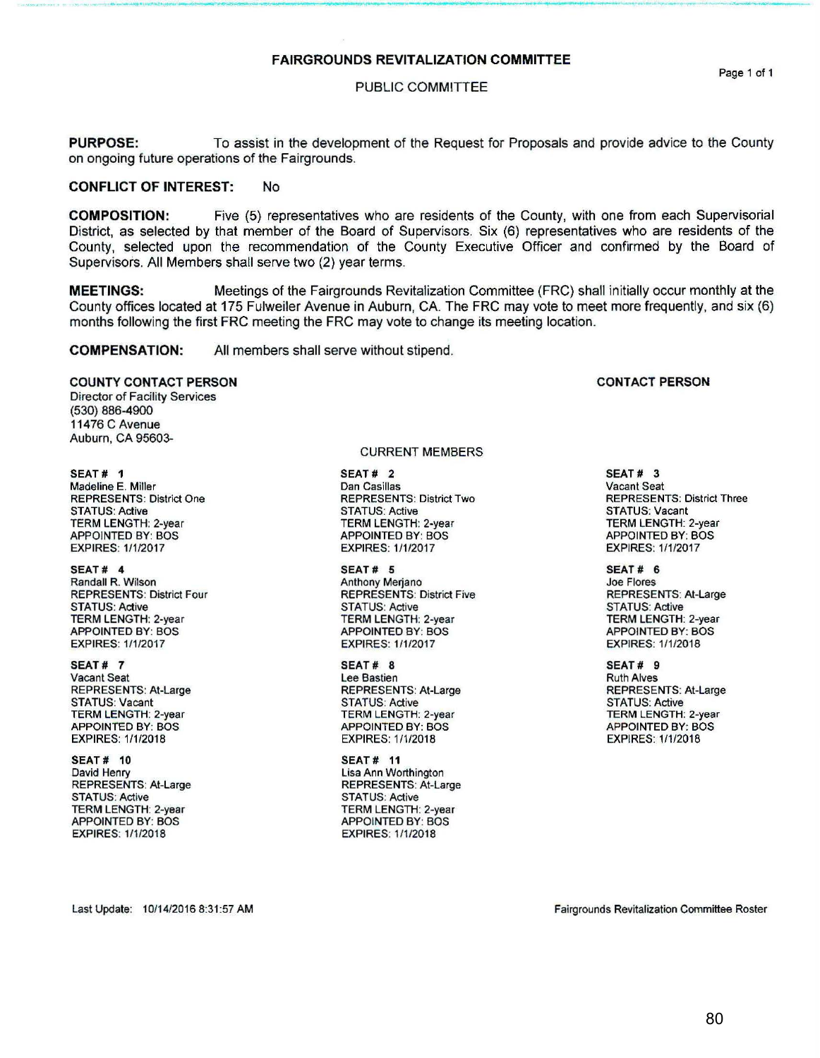# FAIRGROUNDS REVITALIZATION COMMITTEE

PUBLIC COMMITTEE

**PURPOSE:** To assist in the development of the Request for Proposals and provide advice to the County on ongoing future operations of the Fairgrounds.

**CONFLICT OF INTEREST:** No

**COMPOSITION:** Five (5) representatives who are residents of the County, with one from each Supervisorial District, as selected by that member of the Board of Supervisors. Six (6) representatives who are residents of the County, selected upon the recommendation of the County Executive Officer and confirmed by the Board of Supervisors. All Members shall serve two (2) year terms.

**MEETINGS:** Meetings of the Fairgrounds Revitalization Committee (FRC) shall initially occur monthly at the County offices located at 175 Fulweiler Avenue in Auburn, CA. The FRC may vote to meet more frequently, and six (6) months following the first FRC meeting the FRC may vote to change its meeting location.

**COMPENSATION:** All members shall serve without stipend.

**COUNTY CONTACT PERSON**
Director of Facility Services
(530) 886-4900
11476 C Avenue
Auburn, CA 95603-

**CONTACT PERSON**

## CURRENT MEMBERS

**SEAT # 1**
Madeline E. Miller
REPRESENTS: District One
STATUS: Active
TERM LENGTH: 2-year
APPOINTED BY: BOS
EXPIRES: 1/1/2017

**SEAT # 2**
Dan Casillas
REPRESENTS: District Two
STATUS: Active
TERM LENGTH: 2-year
APPOINTED BY: BOS
EXPIRES: 1/1/2017

**SEAT # 3**
Vacant Seat
REPRESENTS: District Three
STATUS: Vacant
TERM LENGTH: 2-year
APPOINTED BY: BOS
EXPIRES: 1/1/2017

**SEAT # 4**
Randall R. Wilson
REPRESENTS: District Four
STATUS: Active
TERM LENGTH: 2-year
APPOINTED BY: BOS
EXPIRES: 1/1/2017

**SEAT # 5**
Anthony Merjano
REPRESENTS: District Five
STATUS: Active
TERM LENGTH: 2-year
APPOINTED BY: BOS
EXPIRES: 1/1/2017

**SEAT # 6**
Joe Flores
REPRESENTS: At-Large
STATUS: Active
TERM LENGTH: 2-year
APPOINTED BY: BOS
EXPIRES: 1/1/2018

**SEAT # 7**
Vacant Seat
REPRESENTS: At-Large
STATUS: Vacant
TERM LENGTH: 2-year
APPOINTED BY: BOS
EXPIRES: 1/1/2018

**SEAT # 8**
Lee Bastien
REPRESENTS: At-Large
STATUS: Active
TERM LENGTH: 2-year
APPOINTED BY: BOS
EXPIRES: 1/1/2018

**SEAT # 9**
Ruth Alves
REPRESENTS: At-Large
STATUS: Active
TERM LENGTH: 2-year
APPOINTED BY: BOS
EXPIRES: 1/1/2018

**SEAT # 10**
David Henry
REPRESENTS: At-Large
STATUS: Active
TERM LENGTH: 2-year
APPOINTED BY: BOS
EXPIRES: 1/1/2018

**SEAT # 11**
Lisa Ann Worthington
REPRESENTS: At-Large
STATUS: Active
TERM LENGTH: 2-year
APPOINTED BY: BOS
EXPIRES: 1/1/2018

Last Update: 10/14/2016 8:31:57 AM

Fairgrounds Revitalization Committee Roster